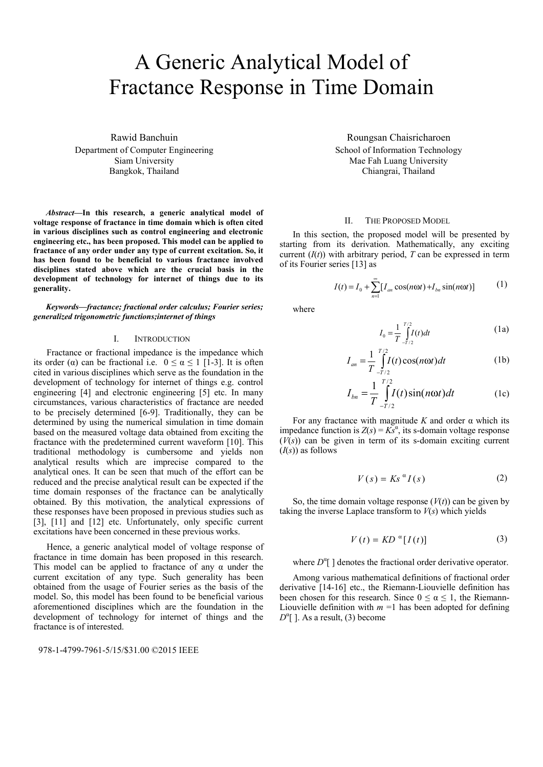# A Generic Analytical Model of Fractance Response in Time Domain

Rawid Banchuin
Department of Computer Engineering
Siam University
Bangkok, Thailand

Roungsan Chaisricharoen
School of Information Technology
Mae Fah Luang University
Chiangrai, Thailand

***Abstract*—In this research, a generic analytical model of voltage response of fractance in time domain which is often cited in various disciplines such as control engineering and electronic engineering etc., has been proposed. This model can be applied to fractance of any order under any type of current excitation. So, it has been found to be beneficial to various fractance involved disciplines stated above which are the crucial basis in the development of technology for internet of things due to its generality.**

***Keywords—fractance; fractional order calculus; Fourier series; generalized trigonometric functions;internet of things***

## I. Introduction

Fractance or fractional impedance is the impedance which its order (α) can be fractional i.e. $0 \leq \alpha \leq 1$ [1-3]. It is often cited in various disciplines which serve as the foundation in the development of technology for internet of things e.g. control engineering [4] and electronic engineering [5] etc. In many circumstances, various characteristics of fractance are needed to be precisely determined [6-9]. Traditionally, they can be determined by using the numerical simulation in time domain based on the measured voltage data obtained from exciting the fractance with the predetermined current waveform [10]. This traditional methodology is cumbersome and yields non analytical results which are imprecise compared to the analytical ones. It can be seen that much of the effort can be reduced and the precise analytical result can be expected if the time domain responses of the fractance can be analytically obtained. By this motivation, the analytical expressions of these responses have been proposed in previous studies such as [3], [11] and [12] etc. Unfortunately, only specific current excitations have been concerned in these previous works.

Hence, a generic analytical model of voltage response of fractance in time domain has been proposed in this research. This model can be applied to fractance of any α under the current excitation of any type. Such generality has been obtained from the usage of Fourier series as the basis of the model. So, this model has been found to be beneficial various aforementioned disciplines which are the foundation in the development of technology for internet of things and the fractance is of interested.

## II. The Proposed Model

In this section, the proposed model will be presented by starting from its derivation. Mathematically, any exciting current ($I(t)$) with arbitrary period, $T$ can be expressed in term of its Fourier series [13] as

$$I(t) = I_0 + \sum_{n=1}^{\infty}[I_{an}\cos(n\omega t) + I_{bn}\sin(n\omega t)] \tag{1}$$

where

$$I_0 = \frac{1}{T}\int_{-T/2}^{T/2} I(t)dt \tag{1a}$$

$$I_{an} = \frac{1}{T}\int_{-T/2}^{T/2} I(t)\cos(n\omega t)dt \tag{1b}$$

$$I_{bn} = \frac{1}{T}\int_{-T/2}^{T/2} I(t)\sin(n\omega t)dt \tag{1c}$$

For any fractance with magnitude $K$ and order α which its impedance function is $Z(s) = Ks^{\alpha}$, its s-domain voltage response ($V(s)$) can be given in term of its s-domain exciting current ($I(s)$) as follows

$$V(s) = Ks^{\alpha} I(s) \tag{2}$$

So, the time domain voltage response ($V(t)$) can be given by taking the inverse Laplace transform to $V(s)$ which yields

$$V(t) = KD^{\alpha}[I(t)] \tag{3}$$

where $D^{\alpha}[\ ]$ denotes the fractional order derivative operator.

Among various mathematical definitions of fractional order derivative [14-16] etc., the Riemann-Liouvielle definition has been chosen for this research. Since $0 \leq \alpha \leq 1$, the Riemann-Liouvielle definition with $m = 1$ has been adopted for defining $D^{\alpha}[\ ]$. As a result, (3) become

978-1-4799-7961-5/15/$31.00 ©2015 IEEE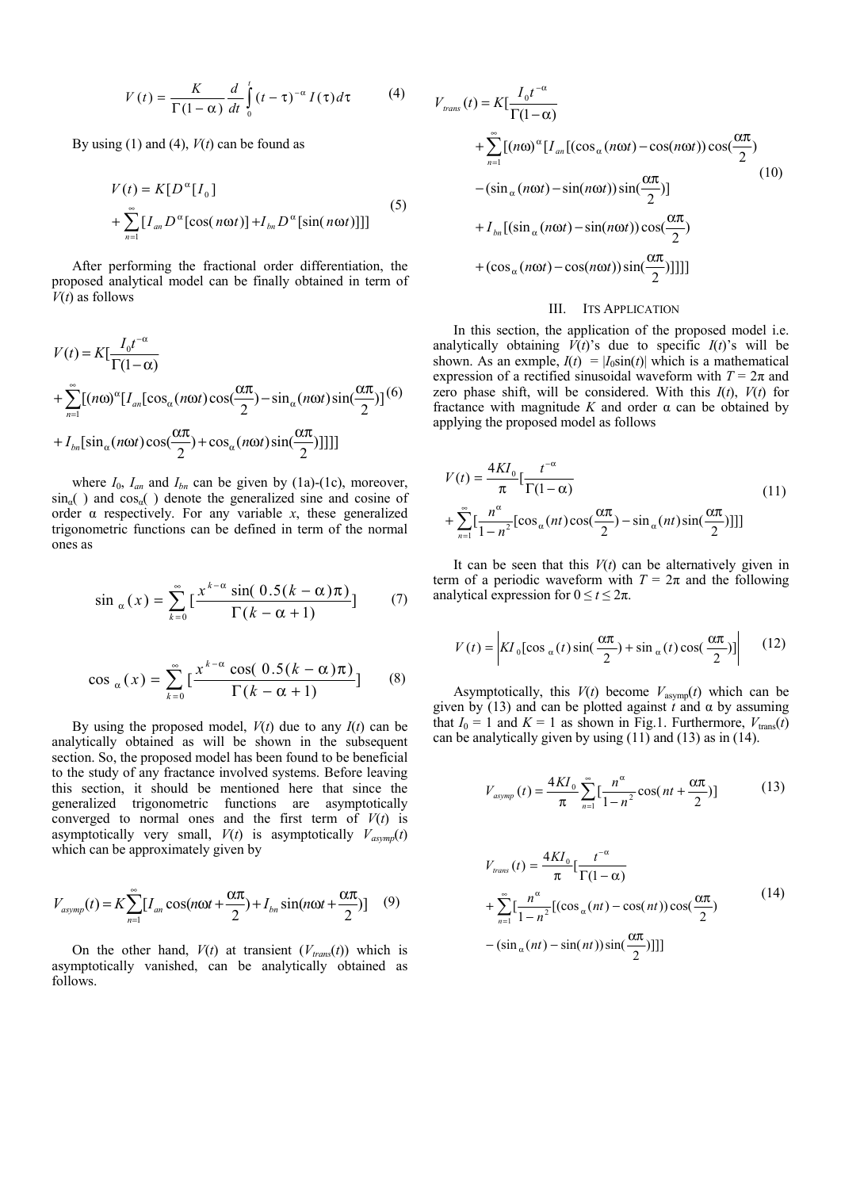$$V(t) = \frac{K}{\Gamma(1-\alpha)} \frac{d}{dt} \int_0^t (t-\tau)^{-\alpha} I(\tau) d\tau \tag{4}$$

By using (1) and (4), $V(t)$ can be found as

$$V(t) = K[D^{\alpha}[I_0] + \sum_{n=1}^{\infty} [I_{an} D^{\alpha}[\cos(n\omega t)] + I_{bn} D^{\alpha}[\sin(n\omega t)]]] \tag{5}$$

After performing the fractional order differentiation, the proposed analytical model can be finally obtained in term of $V(t)$ as follows

$$\begin{aligned} V(t) = K[&\frac{I_0 t^{-\alpha}}{\Gamma(1-\alpha)} \\ &+ \sum_{n=1}^{\infty} [(n\omega)^{\alpha} [I_{an} [\cos_{\alpha}(n\omega t) \cos(\frac{\alpha\pi}{2}) - \sin_{\alpha}(n\omega t) \sin(\frac{\alpha\pi}{2})] \\ &+ I_{bn} [\sin_{\alpha}(n\omega t) \cos(\frac{\alpha\pi}{2}) + \cos_{\alpha}(n\omega t) \sin(\frac{\alpha\pi}{2})]]]] \end{aligned} \tag{6}$$

where $I_0$, $I_{an}$ and $I_{bn}$ can be given by (1a)-(1c), moreover, $\sin_{\alpha}(\ )$ and $\cos_{\alpha}(\ )$ denote the generalized sine and cosine of order α respectively. For any variable $x$, these generalized trigonometric functions can be defined in term of the normal ones as

$$\sin_{\alpha}(x) = \sum_{k=0}^{\infty} [\frac{x^{k-\alpha} \sin(0.5(k-\alpha)\pi)}{\Gamma(k-\alpha+1)}] \tag{7}$$

$$\cos_{\alpha}(x) = \sum_{k=0}^{\infty} [\frac{x^{k-\alpha} \cos(0.5(k-\alpha)\pi)}{\Gamma(k-\alpha+1)}] \tag{8}$$

By using the proposed model, $V(t)$ due to any $I(t)$ can be analytically obtained as will be shown in the subsequent section. So, the proposed model has been found to be beneficial to the study of any fractance involved systems. Before leaving this section, it should be mentioned here that since the generalized trigonometric functions are asymptotically converged to normal ones and the first term of $V(t)$ is asymptotically very small, $V(t)$ is asymptotically $V_{asymp}(t)$ which can be approximately given by

$$V_{asymp}(t) = K \sum_{n=1}^{\infty} [I_{an} \cos(n\omega t + \frac{\alpha\pi}{2}) + I_{bn} \sin(n\omega t + \frac{\alpha\pi}{2})] \tag{9}$$

On the other hand, $V(t)$ at transient ($V_{trans}(t)$) which is asymptotically vanished, can be analytically obtained as follows.

$$\begin{aligned} V_{trans}(t) = K[&\frac{I_0 t^{-\alpha}}{\Gamma(1-\alpha)} \\ &+ \sum_{n=1}^{\infty} [(n\omega)^{\alpha} [I_{an} [(\cos_{\alpha}(n\omega t) - \cos(n\omega t)) \cos(\frac{\alpha\pi}{2}) \\ &- (\sin_{\alpha}(n\omega t) - \sin(n\omega t)) \sin(\frac{\alpha\pi}{2})] \\ &+ I_{bn} [(\sin_{\alpha}(n\omega t) - \sin(n\omega t)) \cos(\frac{\alpha\pi}{2}) \\ &+ (\cos_{\alpha}(n\omega t) - \cos(n\omega t)) \sin(\frac{\alpha\pi}{2})]]]] \end{aligned} \tag{10}$$

## III. Its Application

In this section, the application of the proposed model i.e. analytically obtaining $V(t)$'s due to specific $I(t)$'s will be shown. As an exmple, $I(t) = |I_0 \sin(t)|$ which is a mathematical expression of a rectified sinusoidal waveform with $T = 2\pi$ and zero phase shift, will be considered. With this $I(t)$, $V(t)$ for fractance with magnitude $K$ and order α can be obtained by applying the proposed model as follows

$$V(t) = \frac{4KI_0}{\pi} [\frac{t^{-\alpha}}{\Gamma(1-\alpha)} + \sum_{n=1}^{\infty} [\frac{n^{\alpha}}{1-n^2} [\cos_{\alpha}(nt) \cos(\frac{\alpha\pi}{2}) - \sin_{\alpha}(nt) \sin(\frac{\alpha\pi}{2})]]] \tag{11}$$

It can be seen that this $V(t)$ can be alternatively given in term of a periodic waveform with $T = 2\pi$ and the following analytical expression for $0 \le t \le 2\pi$.

$$V(t) = \left| KI_0 [\cos_{\alpha}(t) \sin(\frac{\alpha\pi}{2}) + \sin_{\alpha}(t) \cos(\frac{\alpha\pi}{2})] \right| \tag{12}$$

Asymptotically, this $V(t)$ become $V_{asymp}(t)$ which can be given by (13) and can be plotted against $t$ and α by assuming that $I_0 = 1$ and $K = 1$ as shown in Fig.1. Furthermore, $V_{trans}(t)$ can be analytically given by using (11) and (13) as in (14).

$$V_{asymp}(t) = \frac{4KI_0}{\pi} \sum_{n=1}^{\infty} [\frac{n^{\alpha}}{1-n^2} \cos(nt + \frac{\alpha\pi}{2})] \tag{13}$$

$$\begin{aligned} V_{trans}(t) = \frac{4KI_0}{\pi} [&\frac{t^{-\alpha}}{\Gamma(1-\alpha)} \\ &+ \sum_{n=1}^{\infty} [\frac{n^{\alpha}}{1-n^2} [(\cos_{\alpha}(nt) - \cos(nt)) \cos(\frac{\alpha\pi}{2}) \\ &- (\sin_{\alpha}(nt) - \sin(nt)) \sin(\frac{\alpha\pi}{2})]]] \end{aligned} \tag{14}$$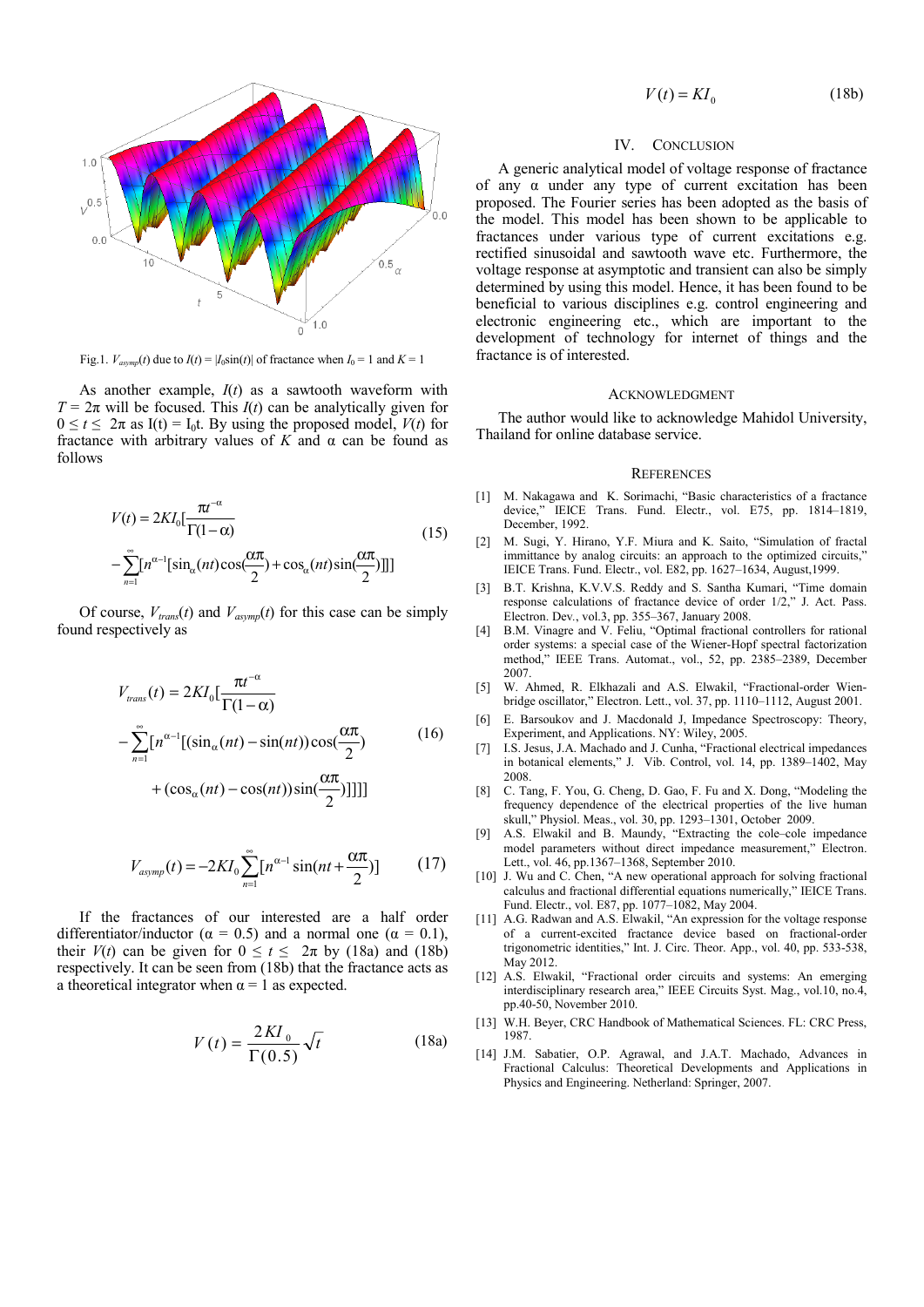Fig.1. $V_{asymp}(t)$ due to $I(t) = |I_0\sin(t)|$ of fractance when $I_0 = 1$ and $K = 1$

As another example, $I(t)$ as a sawtooth waveform with $T = 2\pi$ will be focused. This $I(t)$ can be analytically given for $0 \leq t \leq 2\pi$ as $I(t) = I_0 t$. By using the proposed model, $V(t)$ for fractance with arbitrary values of $K$ and $\alpha$ can be found as follows

$$V(t) = 2KI_0[\frac{\pi t^{-\alpha}}{\Gamma(1-\alpha)} - \sum_{n=1}^{\infty}[n^{\alpha-1}[\sin_\alpha(nt)\cos(\frac{\alpha\pi}{2}) + \cos_\alpha(nt)\sin(\frac{\alpha\pi}{2})]]] \tag{15}$$

Of course, $V_{trans}(t)$ and $V_{asymp}(t)$ for this case can be simply found respectively as

$$V_{trans}(t) = 2KI_0[\frac{\pi t^{-\alpha}}{\Gamma(1-\alpha)} - \sum_{n=1}^{\infty}[n^{\alpha-1}[(\sin_\alpha(nt) - \sin(nt))\cos(\frac{\alpha\pi}{2}) + (\cos_\alpha(nt) - \cos(nt))\sin(\frac{\alpha\pi}{2})]]]] \tag{16}$$

$$V_{asymp}(t) = -2KI_0\sum_{n=1}^{\infty}[n^{\alpha-1}\sin(nt + \frac{\alpha\pi}{2})] \tag{17}$$

If the fractances of our interested are a half order differentiator/inductor ($\alpha = 0.5$) and a normal one ($\alpha = 0.1$), their $V(t)$ can be given for $0 \leq t \leq 2\pi$ by (18a) and (18b) respectively. It can be seen from (18b) that the fractance acts as a theoretical integrator when $\alpha = 1$ as expected.

$$V(t) = \frac{2KI_0}{\Gamma(0.5)}\sqrt{t} \tag{18a}$$

$$V(t) = KI_0 \tag{18b}$$

## IV. Conclusion

A generic analytical model of voltage response of fractance of any $\alpha$ under any type of current excitation has been proposed. The Fourier series has been adopted as the basis of the model. This model has been shown to be applicable to fractances under various type of current excitations e.g. rectified sinusoidal and sawtooth wave etc. Furthermore, the voltage response at asymptotic and transient can also be simply determined by using this model. Hence, it has been found to be beneficial to various disciplines e.g. control engineering and electronic engineering etc., which are important to the development of technology for internet of things and the fractance is of interested.

## Acknowledgment

The author would like to acknowledge Mahidol University, Thailand for online database service.

## References

[1] M. Nakagawa and K. Sorimachi, "Basic characteristics of a fractance device," IEICE Trans. Fund. Electr., vol. E75, pp. 1814–1819, December, 1992.

[2] M. Sugi, Y. Hirano, Y.F. Miura and K. Saito, "Simulation of fractal immittance by analog circuits: an approach to the optimized circuits," IEICE Trans. Fund. Electr., vol. E82, pp. 1627–1634, August,1999.

[3] B.T. Krishna, K.V.V.S. Reddy and S. Santha Kumari, "Time domain response calculations of fractance device of order 1/2," J. Act. Pass. Electron. Dev., vol.3, pp. 355–367, January 2008.

[4] B.M. Vinagre and V. Feliu, "Optimal fractional controllers for rational order systems: a special case of the Wiener-Hopf spectral factorization method," IEEE Trans. Automat., vol., 52, pp. 2385–2389, December 2007.

[5] W. Ahmed, R. Elkhazali and A.S. Elwakil, "Fractional-order Wien-bridge oscillator," Electron. Lett., vol. 37, pp. 1110–1112, August 2001.

[6] E. Barsoukov and J. Macdonald J, Impedance Spectroscopy: Theory, Experiment, and Applications. NY: Wiley, 2005.

[7] I.S. Jesus, J.A. Machado and J. Cunha, "Fractional electrical impedances in botanical elements," J. Vib. Control, vol. 14, pp. 1389–1402, May 2008.

[8] C. Tang, F. You, G. Cheng, D. Gao, F. Fu and X. Dong, "Modeling the frequency dependence of the electrical properties of the live human skull," Physiol. Meas., vol. 30, pp. 1293–1301, October 2009.

[9] A.S. Elwakil and B. Maundy, "Extracting the cole–cole impedance model parameters without direct impedance measurement," Electron. Lett., vol. 46, pp.1367–1368, September 2010.

[10] J. Wu and C. Chen, "A new operational approach for solving fractional calculus and fractional differential equations numerically," IEICE Trans. Fund. Electr., vol. E87, pp. 1077–1082, May 2004.

[11] A.G. Radwan and A.S. Elwakil, "An expression for the voltage response of a current-excited fractance device based on fractional-order trigonometric identities," Int. J. Circ. Theor. App., vol. 40, pp. 533-538, May 2012.

[12] A.S. Elwakil, "Fractional order circuits and systems: An emerging interdisciplinary research area," IEEE Circuits Syst. Mag., vol.10, no.4, pp.40-50, November 2010.

[13] W.H. Beyer, CRC Handbook of Mathematical Sciences. FL: CRC Press, 1987.

[14] J.M. Sabatier, O.P. Agrawal, and J.A.T. Machado, Advances in Fractional Calculus: Theoretical Developments and Applications in Physics and Engineering. Netherland: Springer, 2007.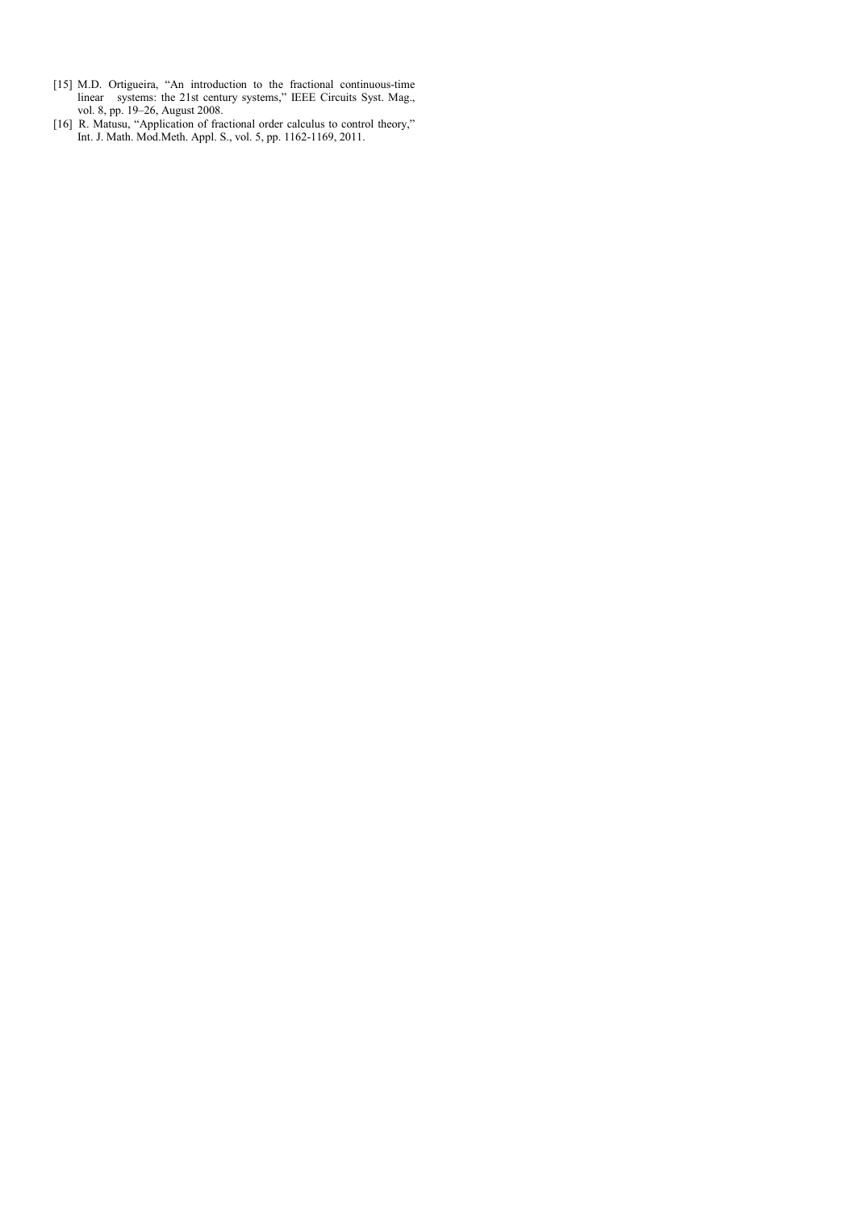[15] M.D. Ortigueira, "An introduction to the fractional continuous-time linear systems: the 21st century systems," IEEE Circuits Syst. Mag., vol. 8, pp. 19–26, August 2008.

[16] R. Matusu, "Application of fractional order calculus to control theory," Int. J. Math. Mod.Meth. Appl. S., vol. 5, pp. 1162-1169, 2011.